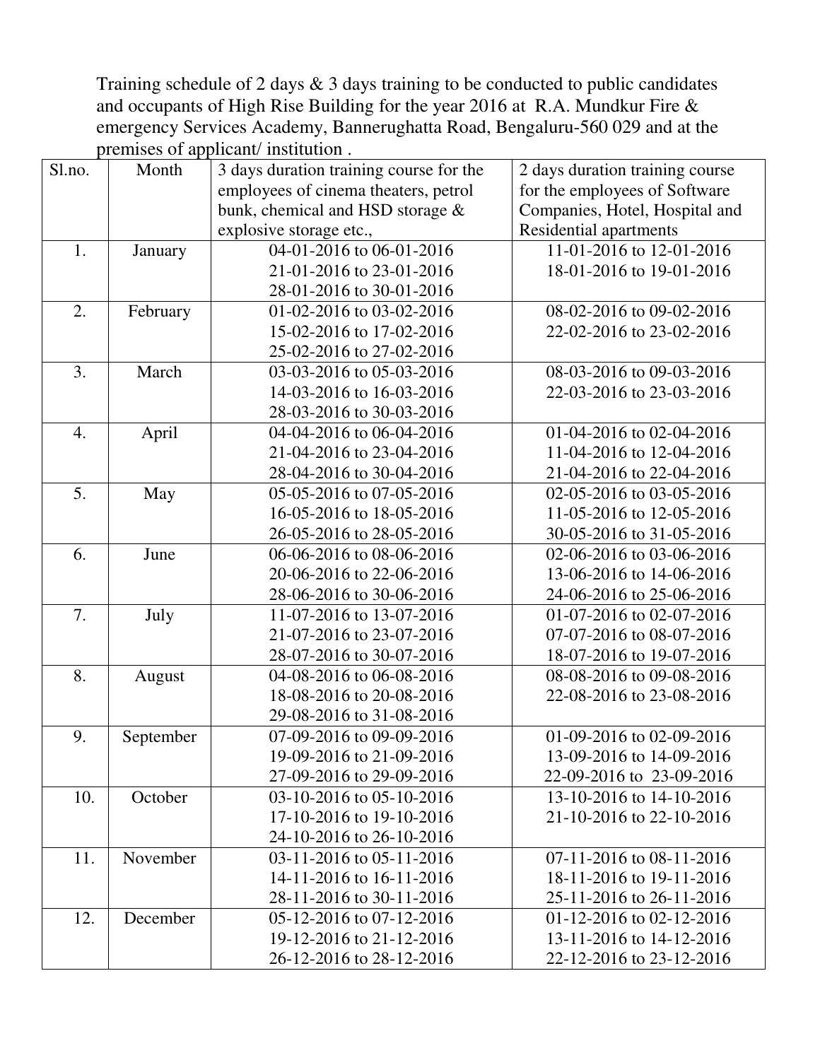Training schedule of 2 days & 3 days training to be conducted to public candidates and occupants of High Rise Building for the year 2016 at R.A. Mundkur Fire & emergency Services Academy, Bannerughatta Road, Bengaluru-560 029 and at the premises of applicant/ institution .

| Sl.no. | Month | 3 days duration training course for the employees of cinema theaters, petrol bunk, chemical and HSD storage & explosive storage etc., | 2 days duration training course for the employees of Software Companies, Hotel, Hospital and Residential apartments |
|---|---|---|---|
| 1. | January | 04-01-2016 to 06-01-2016<br>21-01-2016 to 23-01-2016<br>28-01-2016 to 30-01-2016 | 11-01-2016 to 12-01-2016<br>18-01-2016 to 19-01-2016 |
| 2. | February | 01-02-2016 to 03-02-2016<br>15-02-2016 to 17-02-2016<br>25-02-2016 to 27-02-2016 | 08-02-2016 to 09-02-2016<br>22-02-2016 to 23-02-2016 |
| 3. | March | 03-03-2016 to 05-03-2016<br>14-03-2016 to 16-03-2016<br>28-03-2016 to 30-03-2016 | 08-03-2016 to 09-03-2016<br>22-03-2016 to 23-03-2016 |
| 4. | April | 04-04-2016 to 06-04-2016<br>21-04-2016 to 23-04-2016<br>28-04-2016 to 30-04-2016 | 01-04-2016 to 02-04-2016<br>11-04-2016 to 12-04-2016<br>21-04-2016 to 22-04-2016 |
| 5. | May | 05-05-2016 to 07-05-2016<br>16-05-2016 to 18-05-2016<br>26-05-2016 to 28-05-2016 | 02-05-2016 to 03-05-2016<br>11-05-2016 to 12-05-2016<br>30-05-2016 to 31-05-2016 |
| 6. | June | 06-06-2016 to 08-06-2016<br>20-06-2016 to 22-06-2016<br>28-06-2016 to 30-06-2016 | 02-06-2016 to 03-06-2016<br>13-06-2016 to 14-06-2016<br>24-06-2016 to 25-06-2016 |
| 7. | July | 11-07-2016 to 13-07-2016<br>21-07-2016 to 23-07-2016<br>28-07-2016 to 30-07-2016 | 01-07-2016 to 02-07-2016<br>07-07-2016 to 08-07-2016<br>18-07-2016 to 19-07-2016 |
| 8. | August | 04-08-2016 to 06-08-2016<br>18-08-2016 to 20-08-2016<br>29-08-2016 to 31-08-2016 | 08-08-2016 to 09-08-2016<br>22-08-2016 to 23-08-2016 |
| 9. | September | 07-09-2016 to 09-09-2016<br>19-09-2016 to 21-09-2016<br>27-09-2016 to 29-09-2016 | 01-09-2016 to 02-09-2016<br>13-09-2016 to 14-09-2016<br>22-09-2016 to 23-09-2016 |
| 10. | October | 03-10-2016 to 05-10-2016<br>17-10-2016 to 19-10-2016<br>24-10-2016 to 26-10-2016 | 13-10-2016 to 14-10-2016<br>21-10-2016 to 22-10-2016 |
| 11. | November | 03-11-2016 to 05-11-2016<br>14-11-2016 to 16-11-2016<br>28-11-2016 to 30-11-2016 | 07-11-2016 to 08-11-2016<br>18-11-2016 to 19-11-2016<br>25-11-2016 to 26-11-2016 |
| 12. | December | 05-12-2016 to 07-12-2016<br>19-12-2016 to 21-12-2016<br>26-12-2016 to 28-12-2016 | 01-12-2016 to 02-12-2016<br>13-11-2016 to 14-12-2016<br>22-12-2016 to 23-12-2016 |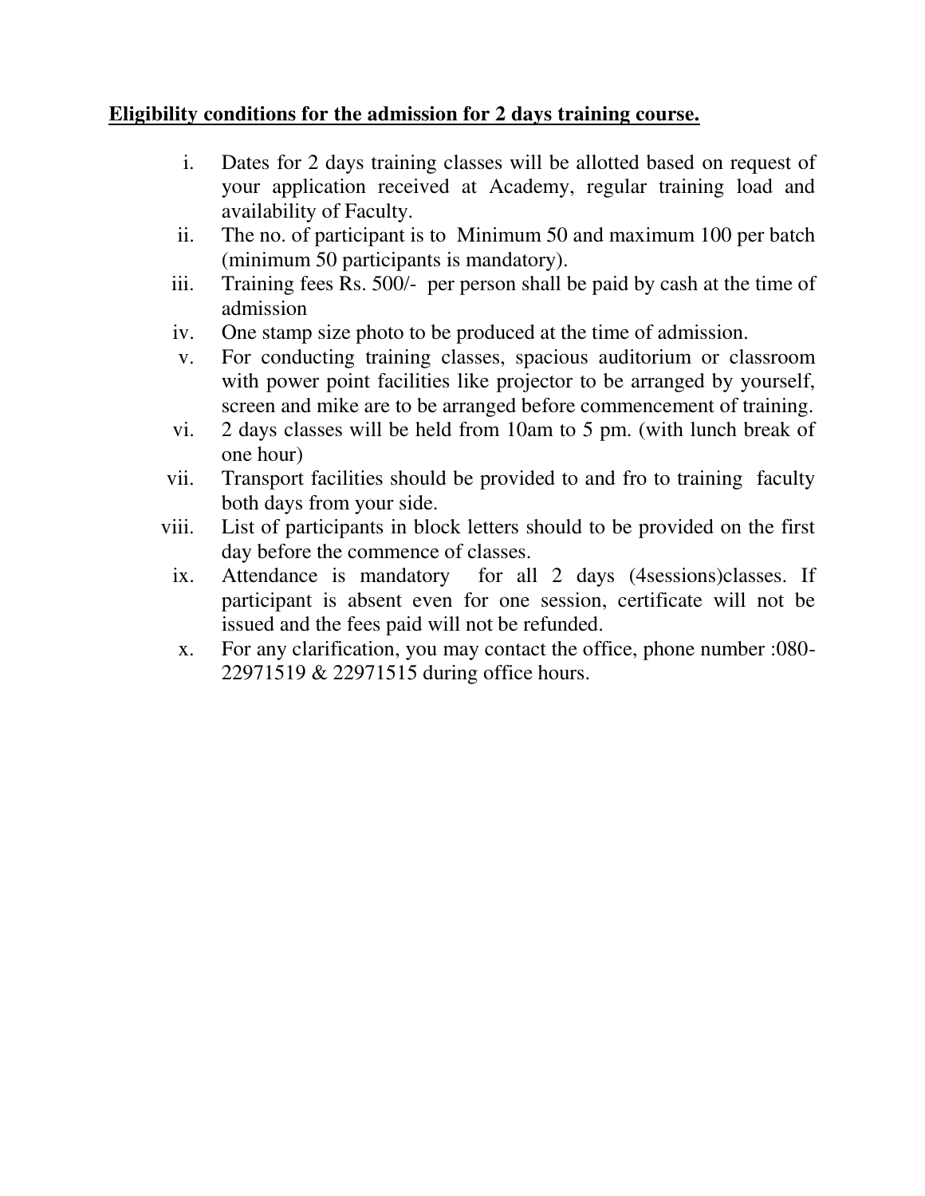**<u>Eligibility conditions for the admission for 2 days training course.</u>**

i. Dates for 2 days training classes will be allotted based on request of your application received at Academy, regular training load and availability of Faculty.

ii. The no. of participant is to Minimum 50 and maximum 100 per batch (minimum 50 participants is mandatory).

iii. Training fees Rs. 500/- per person shall be paid by cash at the time of admission

iv. One stamp size photo to be produced at the time of admission.

v. For conducting training classes, spacious auditorium or classroom with power point facilities like projector to be arranged by yourself, screen and mike are to be arranged before commencement of training.

vi. 2 days classes will be held from 10am to 5 pm. (with lunch break of one hour)

vii. Transport facilities should be provided to and fro to training faculty both days from your side.

viii. List of participants in block letters should to be provided on the first day before the commence of classes.

ix. Attendance is mandatory for all 2 days (4sessions)classes. If participant is absent even for one session, certificate will not be issued and the fees paid will not be refunded.

x. For any clarification, you may contact the office, phone number :080-22971519 & 22971515 during office hours.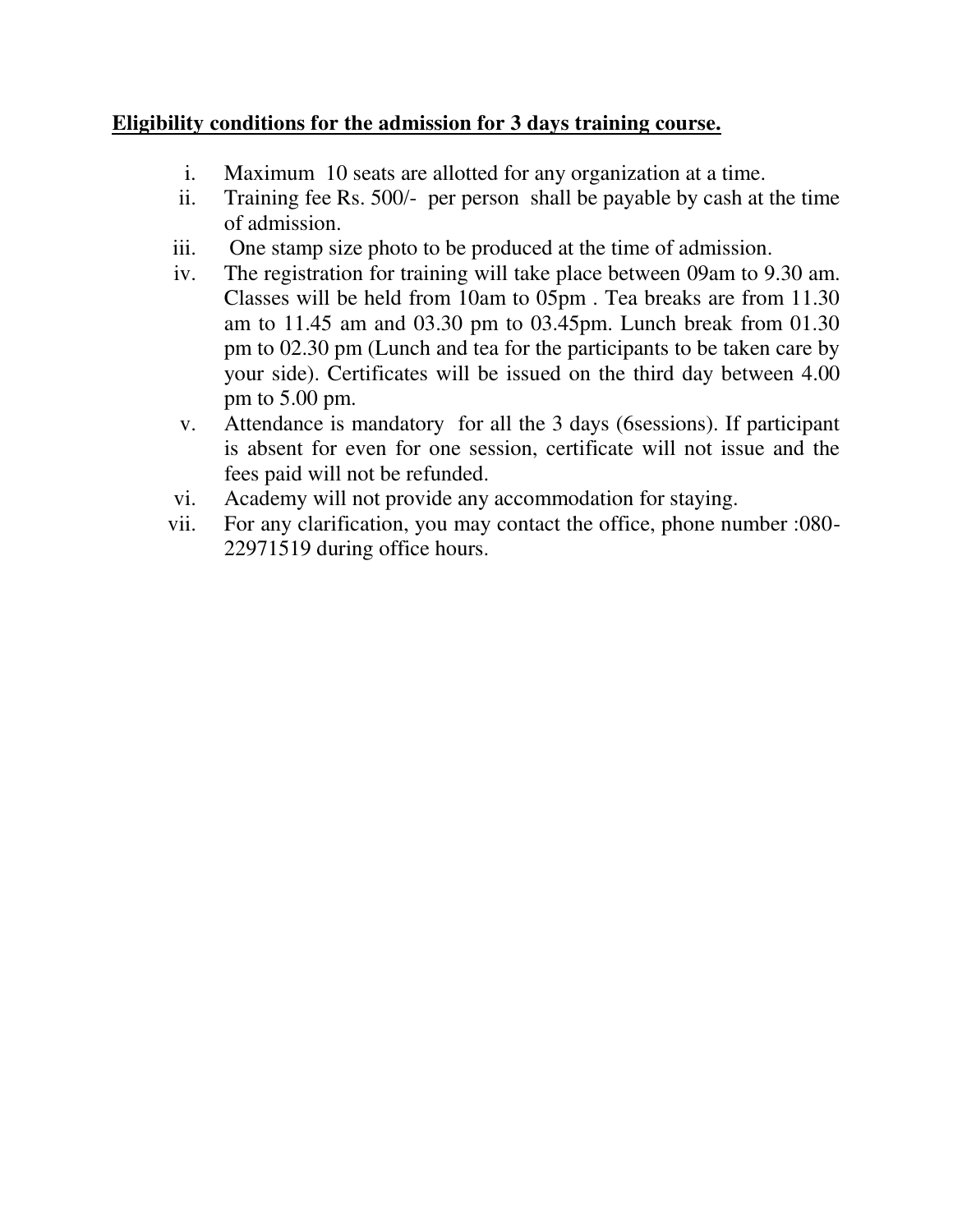**Eligibility conditions for the admission for 3 days training course.**

i. Maximum 10 seats are allotted for any organization at a time.

ii. Training fee Rs. 500/- per person shall be payable by cash at the time of admission.

iii. One stamp size photo to be produced at the time of admission.

iv. The registration for training will take place between 09am to 9.30 am. Classes will be held from 10am to 05pm . Tea breaks are from 11.30 am to 11.45 am and 03.30 pm to 03.45pm. Lunch break from 01.30 pm to 02.30 pm (Lunch and tea for the participants to be taken care by your side). Certificates will be issued on the third day between 4.00 pm to 5.00 pm.

v. Attendance is mandatory for all the 3 days (6sessions). If participant is absent for even for one session, certificate will not issue and the fees paid will not be refunded.

vi. Academy will not provide any accommodation for staying.

vii. For any clarification, you may contact the office, phone number :080-22971519 during office hours.